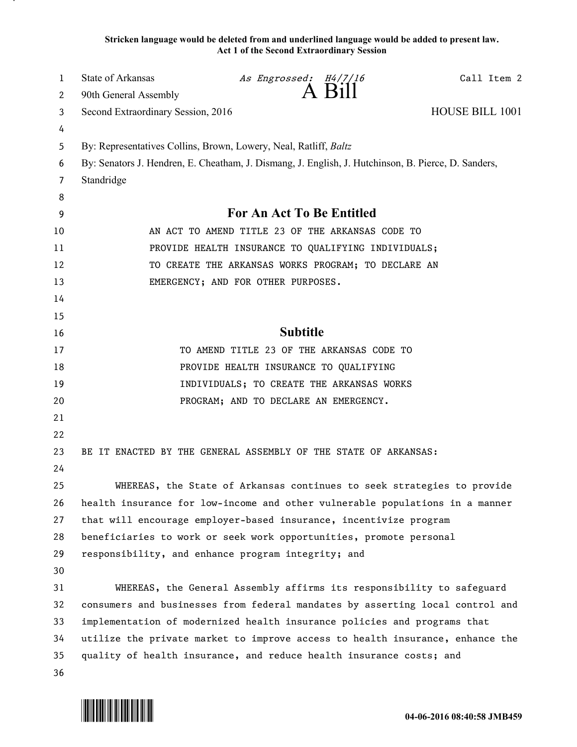**Stricken language would be deleted from and underlined language would be added to present law.**
**Act 1 of the Second Extraordinary Session**

State of Arkansas *As Engrossed: H4/7/16* Call Item 2
90th General Assembly **A Bill**
Second Extraordinary Session, 2016 HOUSE BILL 1001

By: Representatives Collins, Brown, Lowery, Neal, Ratliff, *Baltz*
By: Senators J. Hendren, E. Cheatham, J. Dismang, J. English, J. Hutchinson, B. Pierce, D. Sanders, Standridge

## For An Act To Be Entitled

AN ACT TO AMEND TITLE 23 OF THE ARKANSAS CODE TO PROVIDE HEALTH INSURANCE TO QUALIFYING INDIVIDUALS; TO CREATE THE ARKANSAS WORKS PROGRAM; TO DECLARE AN EMERGENCY; AND FOR OTHER PURPOSES.

## Subtitle

TO AMEND TITLE 23 OF THE ARKANSAS CODE TO PROVIDE HEALTH INSURANCE TO QUALIFYING INDIVIDUALS; TO CREATE THE ARKANSAS WORKS PROGRAM; AND TO DECLARE AN EMERGENCY.

BE IT ENACTED BY THE GENERAL ASSEMBLY OF THE STATE OF ARKANSAS:

WHEREAS, the State of Arkansas continues to seek strategies to provide health insurance for low-income and other vulnerable populations in a manner that will encourage employer-based insurance, incentivize program beneficiaries to work or seek work opportunities, promote personal responsibility, and enhance program integrity; and

WHEREAS, the General Assembly affirms its responsibility to safeguard consumers and businesses from federal mandates by asserting local control and implementation of modernized health insurance policies and programs that utilize the private market to improve access to health insurance, enhance the quality of health insurance, and reduce health insurance costs; and

04-06-2016 08:40:58 JMB459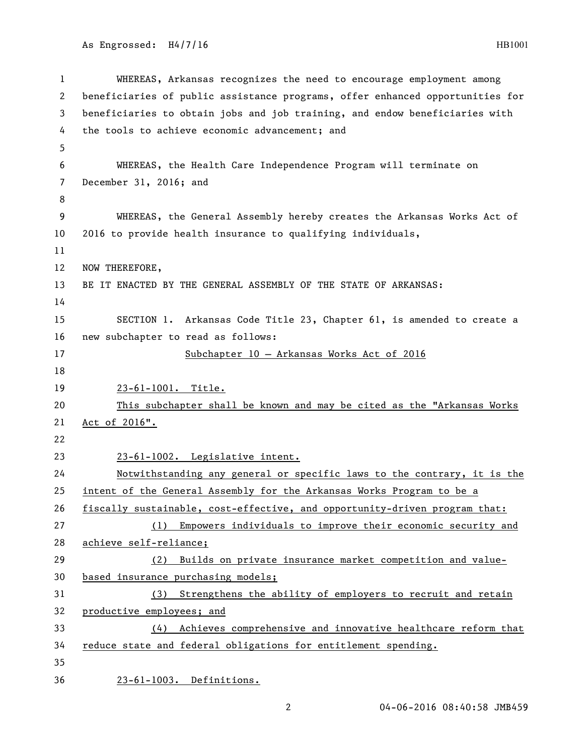WHEREAS, Arkansas recognizes the need to encourage employment among beneficiaries of public assistance programs, offer enhanced opportunities for beneficiaries to obtain jobs and job training, and endow beneficiaries with the tools to achieve economic advancement; and

WHEREAS, the Health Care Independence Program will terminate on December 31, 2016; and

WHEREAS, the General Assembly hereby creates the Arkansas Works Act of 2016 to provide health insurance to qualifying individuals,

NOW THEREFORE,
BE IT ENACTED BY THE GENERAL ASSEMBLY OF THE STATE OF ARKANSAS:

SECTION 1. Arkansas Code Title 23, Chapter 61, is amended to create a new subchapter to read as follows:

Subchapter 10 — Arkansas Works Act of 2016

23-61-1001. Title.

This subchapter shall be known and may be cited as the "Arkansas Works Act of 2016".

23-61-1002. Legislative intent.

Notwithstanding any general or specific laws to the contrary, it is the intent of the General Assembly for the Arkansas Works Program to be a fiscally sustainable, cost-effective, and opportunity-driven program that:

(1) Empowers individuals to improve their economic security and achieve self-reliance;

(2) Builds on private insurance market competition and value-based insurance purchasing models;

(3) Strengthens the ability of employers to recruit and retain productive employees; and

(4) Achieves comprehensive and innovative healthcare reform that reduce state and federal obligations for entitlement spending.

23-61-1003. Definitions.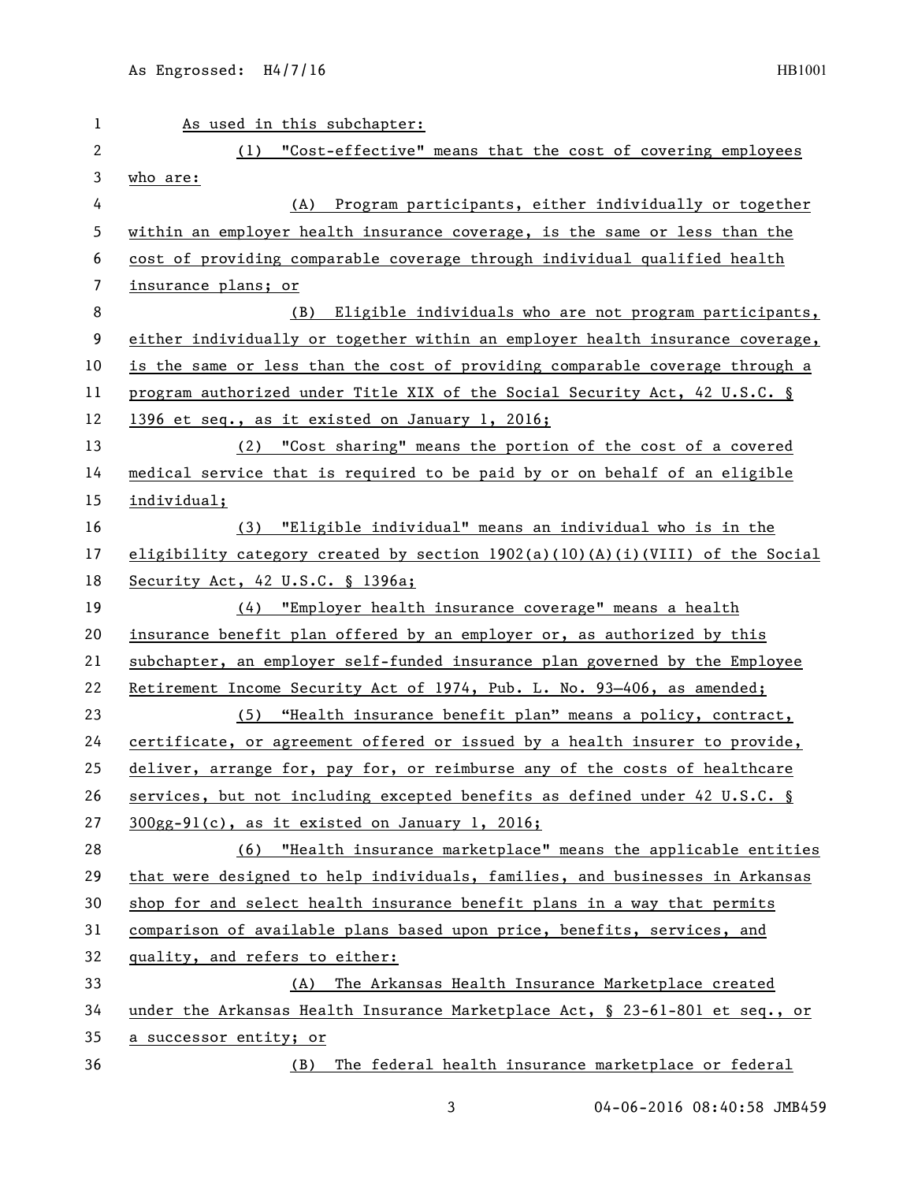As used in this subchapter:

(1) "Cost-effective" means that the cost of covering employees who are:

(A) Program participants, either individually or together within an employer health insurance coverage, is the same or less than the cost of providing comparable coverage through individual qualified health insurance plans; or

(B) Eligible individuals who are not program participants, either individually or together within an employer health insurance coverage, is the same or less than the cost of providing comparable coverage through a program authorized under Title XIX of the Social Security Act, 42 U.S.C. § 1396 et seq., as it existed on January 1, 2016;

(2) "Cost sharing" means the portion of the cost of a covered medical service that is required to be paid by or on behalf of an eligible individual;

(3) "Eligible individual" means an individual who is in the eligibility category created by section 1902(a)(10)(A)(i)(VIII) of the Social Security Act, 42 U.S.C. § 1396a;

(4) "Employer health insurance coverage" means a health insurance benefit plan offered by an employer or, as authorized by this subchapter, an employer self-funded insurance plan governed by the Employee Retirement Income Security Act of 1974, Pub. L. No. 93—406, as amended;

(5) "Health insurance benefit plan" means a policy, contract, certificate, or agreement offered or issued by a health insurer to provide, deliver, arrange for, pay for, or reimburse any of the costs of healthcare services, but not including excepted benefits as defined under 42 U.S.C. § 300gg-91(c), as it existed on January 1, 2016;

(6) "Health insurance marketplace" means the applicable entities that were designed to help individuals, families, and businesses in Arkansas shop for and select health insurance benefit plans in a way that permits comparison of available plans based upon price, benefits, services, and quality, and refers to either:

(A) The Arkansas Health Insurance Marketplace created under the Arkansas Health Insurance Marketplace Act, § 23-61-801 et seq., or a successor entity; or

(B) The federal health insurance marketplace or federal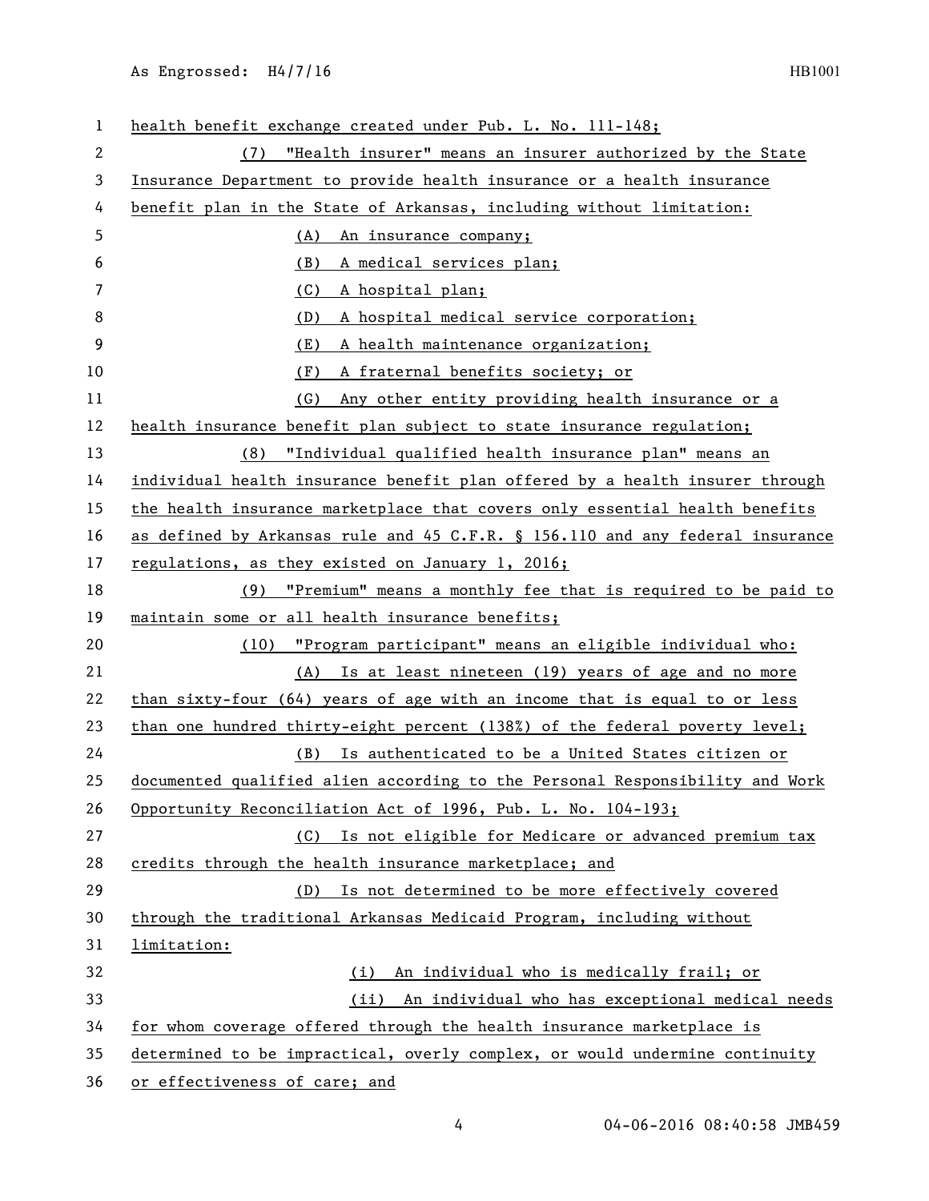health benefit exchange created under Pub. L. No. 111-148;

(7) "Health insurer" means an insurer authorized by the State Insurance Department to provide health insurance or a health insurance benefit plan in the State of Arkansas, including without limitation:

(A) An insurance company;

(B) A medical services plan;

(C) A hospital plan;

(D) A hospital medical service corporation;

(E) A health maintenance organization;

(F) A fraternal benefits society; or

(G) Any other entity providing health insurance or a health insurance benefit plan subject to state insurance regulation;

(8) "Individual qualified health insurance plan" means an individual health insurance benefit plan offered by a health insurer through the health insurance marketplace that covers only essential health benefits as defined by Arkansas rule and 45 C.F.R. § 156.110 and any federal insurance regulations, as they existed on January 1, 2016;

(9) "Premium" means a monthly fee that is required to be paid to maintain some or all health insurance benefits;

(10) "Program participant" means an eligible individual who:

(A) Is at least nineteen (19) years of age and no more than sixty-four (64) years of age with an income that is equal to or less than one hundred thirty-eight percent (138%) of the federal poverty level;

(B) Is authenticated to be a United States citizen or documented qualified alien according to the Personal Responsibility and Work Opportunity Reconciliation Act of 1996, Pub. L. No. 104-193;

(C) Is not eligible for Medicare or advanced premium tax credits through the health insurance marketplace; and

(D) Is not determined to be more effectively covered through the traditional Arkansas Medicaid Program, including without limitation:

(i) An individual who is medically frail; or

(ii) An individual who has exceptional medical needs for whom coverage offered through the health insurance marketplace is determined to be impractical, overly complex, or would undermine continuity or effectiveness of care; and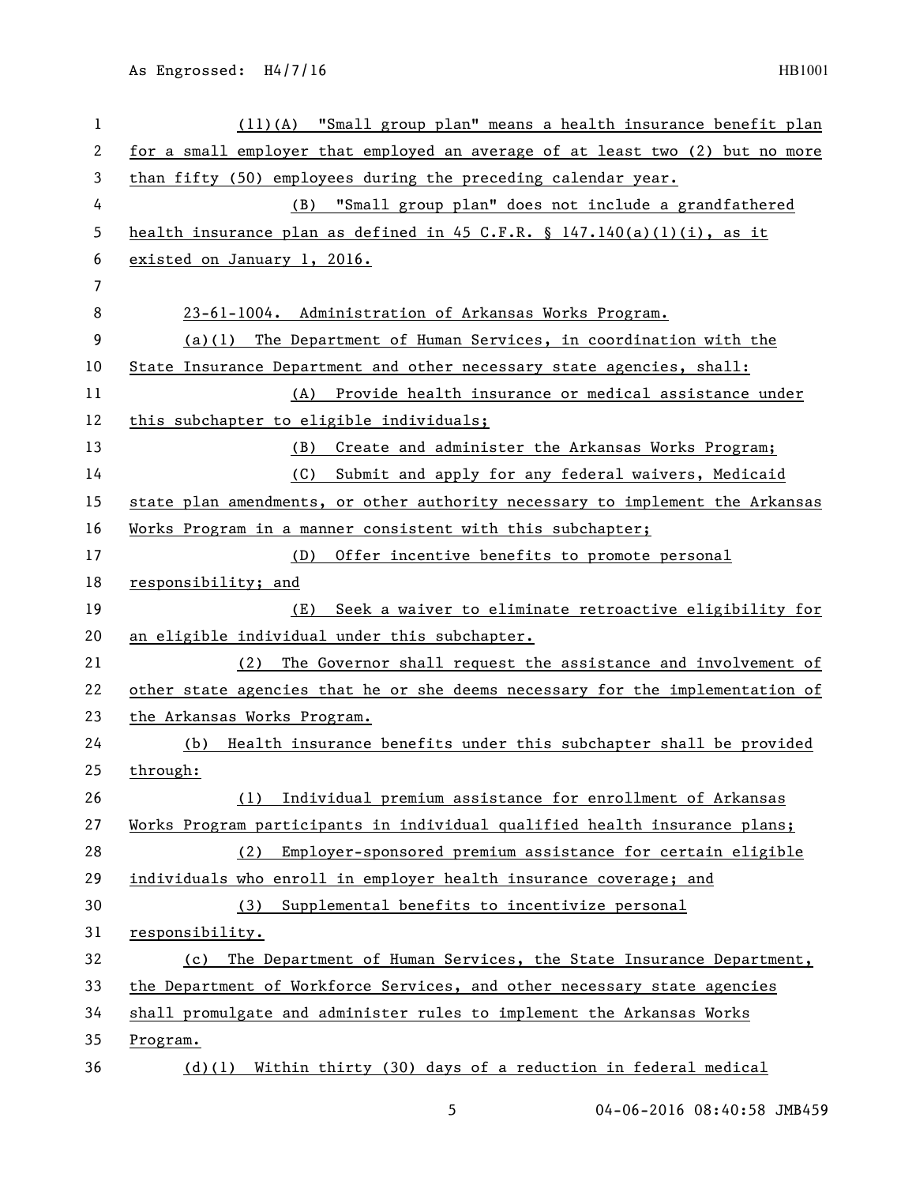(11)(A) "Small group plan" means a health insurance benefit plan for a small employer that employed an average of at least two (2) but no more than fifty (50) employees during the preceding calendar year.

(B) "Small group plan" does not include a grandfathered health insurance plan as defined in 45 C.F.R. § 147.140(a)(1)(i), as it existed on January 1, 2016.

23-61-1004. Administration of Arkansas Works Program.

(a)(1) The Department of Human Services, in coordination with the State Insurance Department and other necessary state agencies, shall:

(A) Provide health insurance or medical assistance under this subchapter to eligible individuals;

(B) Create and administer the Arkansas Works Program;

(C) Submit and apply for any federal waivers, Medicaid state plan amendments, or other authority necessary to implement the Arkansas Works Program in a manner consistent with this subchapter;

(D) Offer incentive benefits to promote personal responsibility; and

(E) Seek a waiver to eliminate retroactive eligibility for an eligible individual under this subchapter.

(2) The Governor shall request the assistance and involvement of other state agencies that he or she deems necessary for the implementation of the Arkansas Works Program.

(b) Health insurance benefits under this subchapter shall be provided through:

(1) Individual premium assistance for enrollment of Arkansas Works Program participants in individual qualified health insurance plans;

(2) Employer-sponsored premium assistance for certain eligible individuals who enroll in employer health insurance coverage; and

(3) Supplemental benefits to incentivize personal responsibility.

(c) The Department of Human Services, the State Insurance Department, the Department of Workforce Services, and other necessary state agencies shall promulgate and administer rules to implement the Arkansas Works Program.

(d)(1) Within thirty (30) days of a reduction in federal medical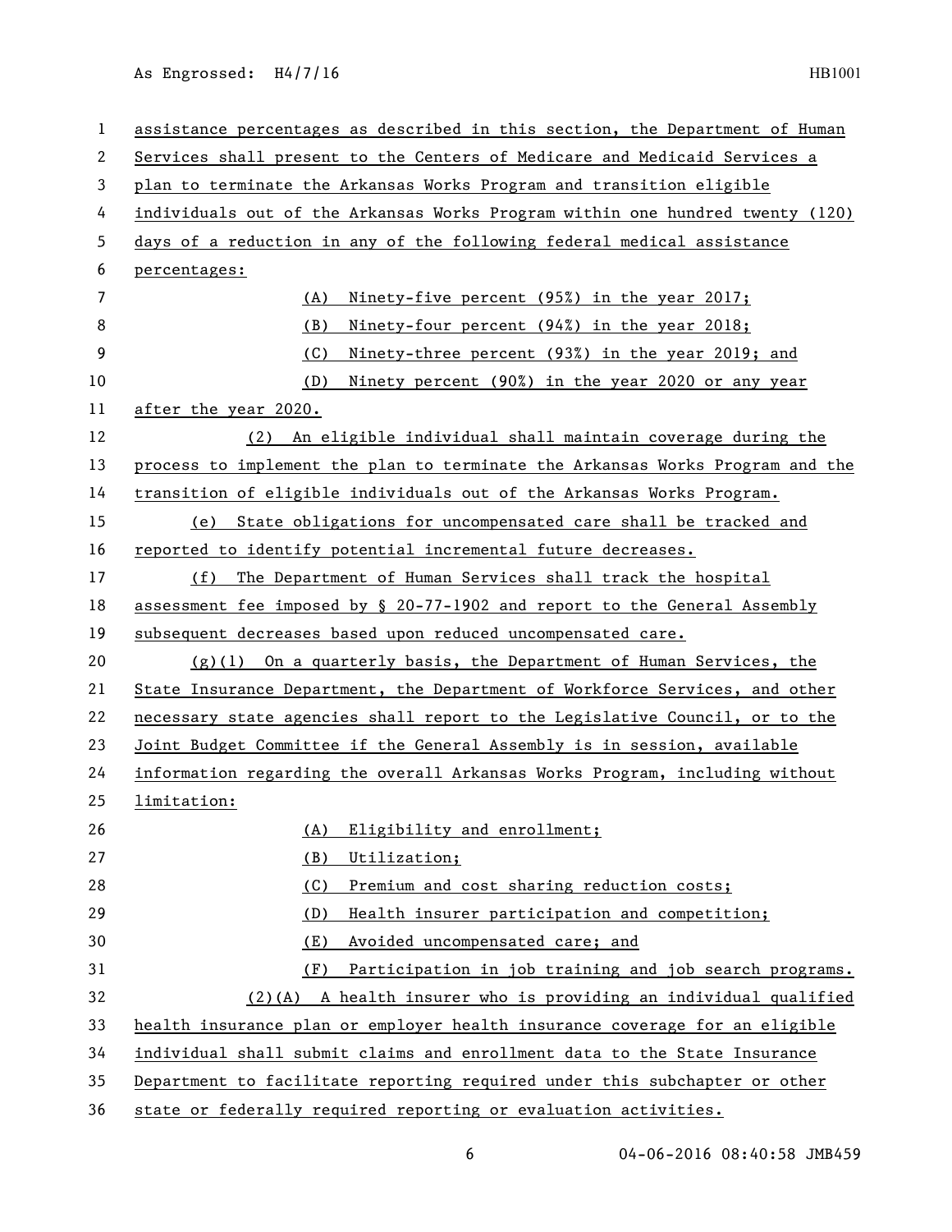assistance percentages as described in this section, the Department of Human Services shall present to the Centers of Medicare and Medicaid Services a plan to terminate the Arkansas Works Program and transition eligible individuals out of the Arkansas Works Program within one hundred twenty (120) days of a reduction in any of the following federal medical assistance percentages:

(A) Ninety-five percent (95%) in the year 2017;

(B) Ninety-four percent (94%) in the year 2018;

(C) Ninety-three percent (93%) in the year 2019; and

(D) Ninety percent (90%) in the year 2020 or any year after the year 2020.

(2) An eligible individual shall maintain coverage during the process to implement the plan to terminate the Arkansas Works Program and the transition of eligible individuals out of the Arkansas Works Program.

(e) State obligations for uncompensated care shall be tracked and reported to identify potential incremental future decreases.

(f) The Department of Human Services shall track the hospital assessment fee imposed by § 20-77-1902 and report to the General Assembly subsequent decreases based upon reduced uncompensated care.

(g)(1) On a quarterly basis, the Department of Human Services, the State Insurance Department, the Department of Workforce Services, and other necessary state agencies shall report to the Legislative Council, or to the Joint Budget Committee if the General Assembly is in session, available information regarding the overall Arkansas Works Program, including without limitation:

(A) Eligibility and enrollment;

(B) Utilization;

(C) Premium and cost sharing reduction costs;

(D) Health insurer participation and competition;

(E) Avoided uncompensated care; and

(F) Participation in job training and job search programs.

(2)(A) A health insurer who is providing an individual qualified health insurance plan or employer health insurance coverage for an eligible individual shall submit claims and enrollment data to the State Insurance Department to facilitate reporting required under this subchapter or other state or federally required reporting or evaluation activities.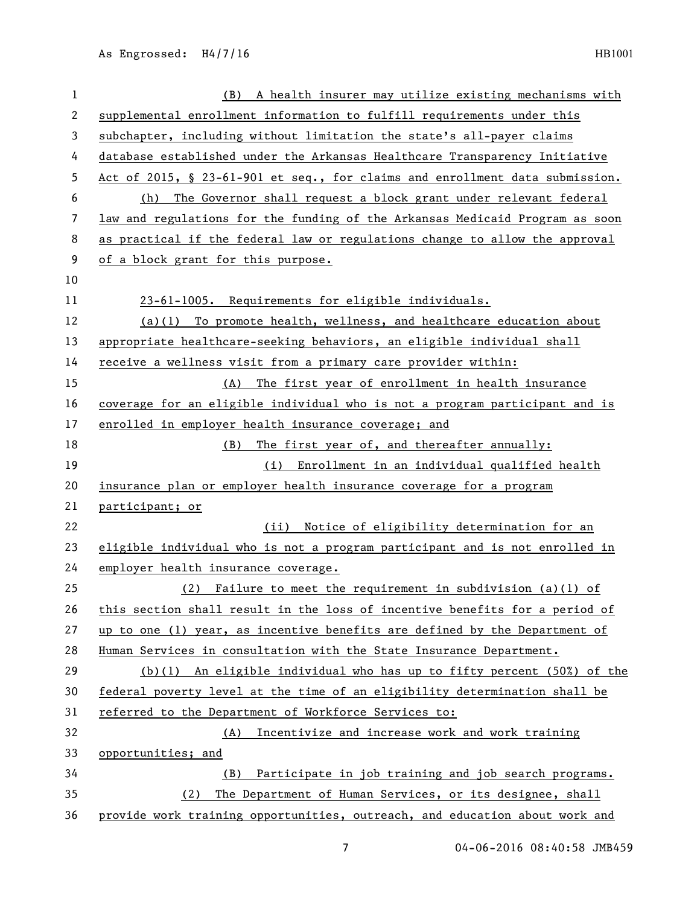(B) A health insurer may utilize existing mechanisms with supplemental enrollment information to fulfill requirements under this subchapter, including without limitation the state's all-payer claims database established under the Arkansas Healthcare Transparency Initiative Act of 2015, § 23-61-901 et seq., for claims and enrollment data submission.

(h) The Governor shall request a block grant under relevant federal law and regulations for the funding of the Arkansas Medicaid Program as soon as practical if the federal law or regulations change to allow the approval of a block grant for this purpose.

23-61-1005. Requirements for eligible individuals.

(a)(1) To promote health, wellness, and healthcare education about appropriate healthcare-seeking behaviors, an eligible individual shall receive a wellness visit from a primary care provider within:

(A) The first year of enrollment in health insurance coverage for an eligible individual who is not a program participant and is enrolled in employer health insurance coverage; and

(B) The first year of, and thereafter annually:

(i) Enrollment in an individual qualified health insurance plan or employer health insurance coverage for a program participant; or

(ii) Notice of eligibility determination for an eligible individual who is not a program participant and is not enrolled in employer health insurance coverage.

(2) Failure to meet the requirement in subdivision (a)(1) of this section shall result in the loss of incentive benefits for a period of up to one (1) year, as incentive benefits are defined by the Department of Human Services in consultation with the State Insurance Department.

(b)(1) An eligible individual who has up to fifty percent (50%) of the federal poverty level at the time of an eligibility determination shall be referred to the Department of Workforce Services to:

(A) Incentivize and increase work and work training opportunities; and

(B) Participate in job training and job search programs.

(2) The Department of Human Services, or its designee, shall provide work training opportunities, outreach, and education about work and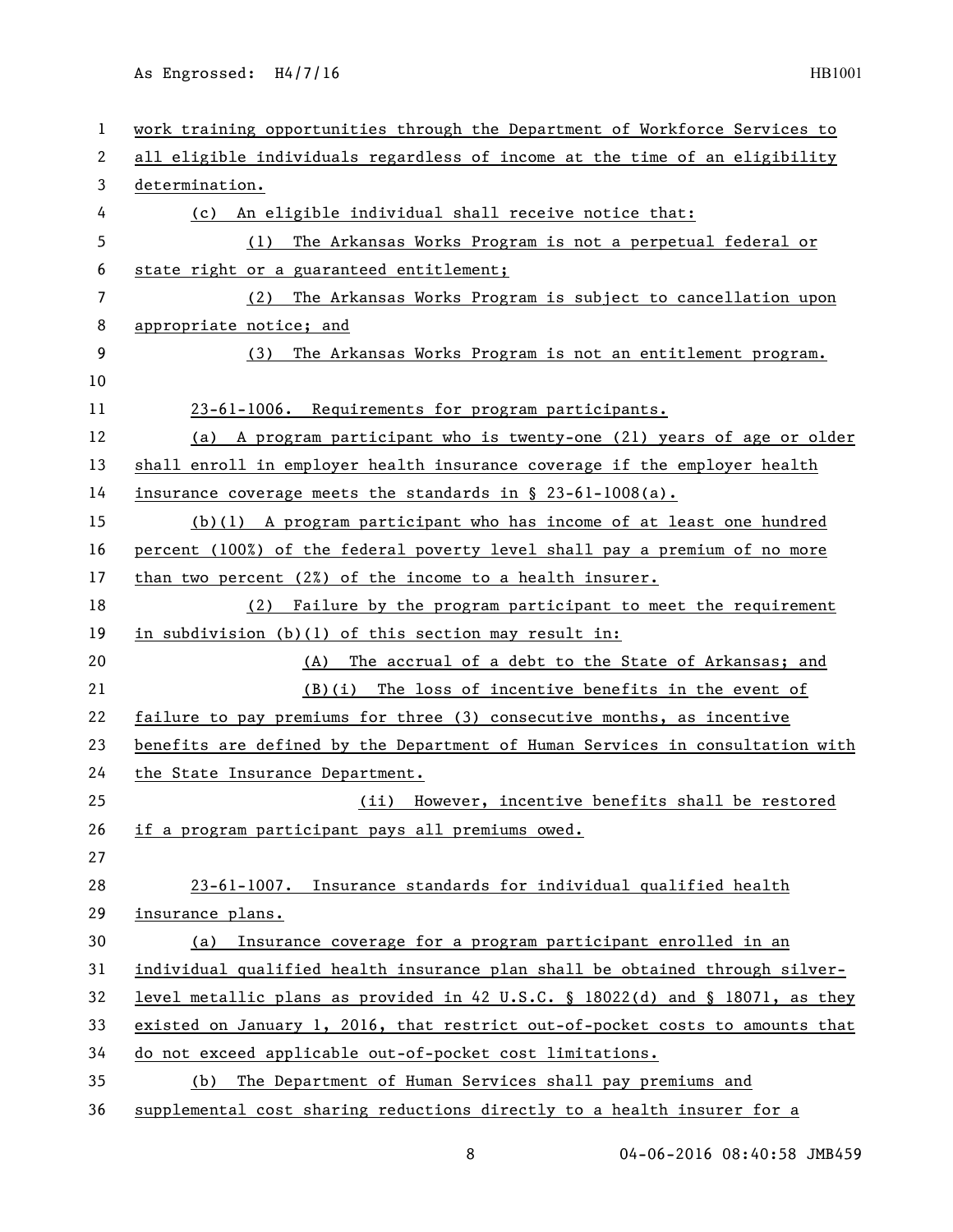work training opportunities through the Department of Workforce Services to all eligible individuals regardless of income at the time of an eligibility determination.

(c) An eligible individual shall receive notice that:

(1) The Arkansas Works Program is not a perpetual federal or state right or a guaranteed entitlement;

(2) The Arkansas Works Program is subject to cancellation upon appropriate notice; and

(3) The Arkansas Works Program is not an entitlement program.

23-61-1006. Requirements for program participants.

(a) A program participant who is twenty-one (21) years of age or older shall enroll in employer health insurance coverage if the employer health insurance coverage meets the standards in § 23-61-1008(a).

(b)(1) A program participant who has income of at least one hundred percent (100%) of the federal poverty level shall pay a premium of no more than two percent (2%) of the income to a health insurer.

(2) Failure by the program participant to meet the requirement in subdivision (b)(1) of this section may result in:

(A) The accrual of a debt to the State of Arkansas; and

(B)(i) The loss of incentive benefits in the event of failure to pay premiums for three (3) consecutive months, as incentive benefits are defined by the Department of Human Services in consultation with the State Insurance Department.

(ii) However, incentive benefits shall be restored if a program participant pays all premiums owed.

23-61-1007. Insurance standards for individual qualified health insurance plans.

(a) Insurance coverage for a program participant enrolled in an individual qualified health insurance plan shall be obtained through silver-level metallic plans as provided in 42 U.S.C. § 18022(d) and § 18071, as they existed on January 1, 2016, that restrict out-of-pocket costs to amounts that do not exceed applicable out-of-pocket cost limitations.

(b) The Department of Human Services shall pay premiums and supplemental cost sharing reductions directly to a health insurer for a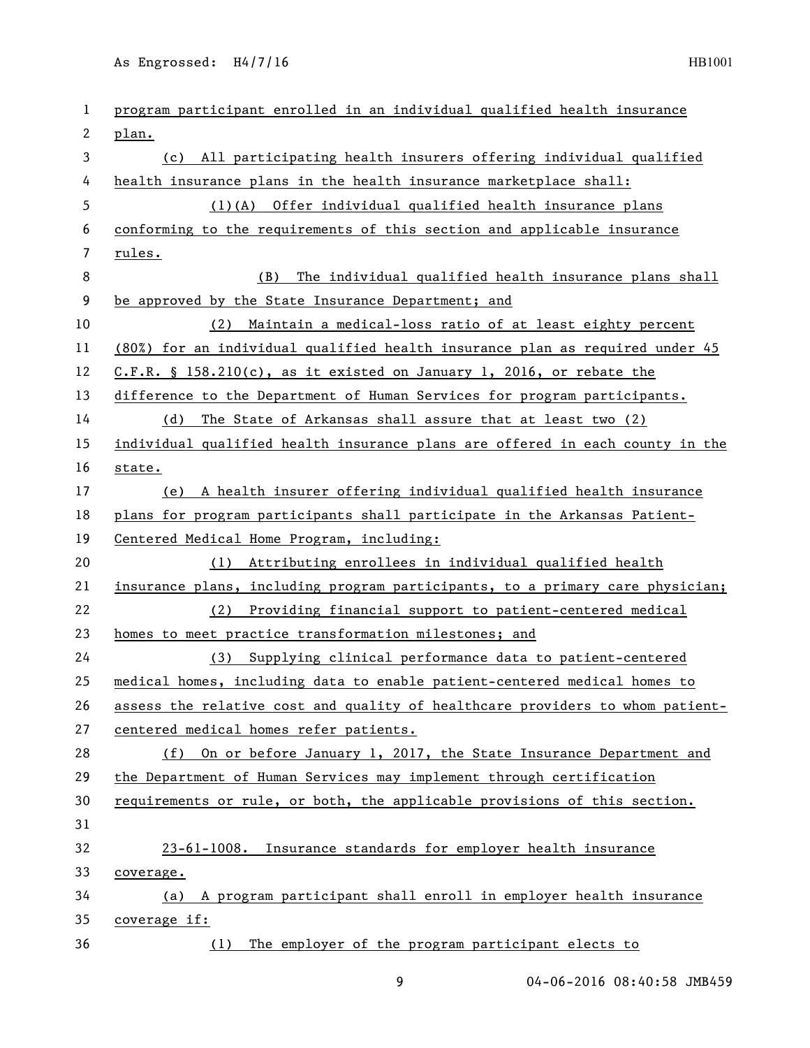program participant enrolled in an individual qualified health insurance plan.

(c) All participating health insurers offering individual qualified health insurance plans in the health insurance marketplace shall:

(1)(A) Offer individual qualified health insurance plans conforming to the requirements of this section and applicable insurance rules.

(B) The individual qualified health insurance plans shall be approved by the State Insurance Department; and

(2) Maintain a medical-loss ratio of at least eighty percent (80%) for an individual qualified health insurance plan as required under 45 C.F.R. § 158.210(c), as it existed on January 1, 2016, or rebate the difference to the Department of Human Services for program participants.

(d) The State of Arkansas shall assure that at least two (2) individual qualified health insurance plans are offered in each county in the state.

(e) A health insurer offering individual qualified health insurance plans for program participants shall participate in the Arkansas Patient-Centered Medical Home Program, including:

(1) Attributing enrollees in individual qualified health insurance plans, including program participants, to a primary care physician;

(2) Providing financial support to patient-centered medical homes to meet practice transformation milestones; and

(3) Supplying clinical performance data to patient-centered medical homes, including data to enable patient-centered medical homes to assess the relative cost and quality of healthcare providers to whom patient-centered medical homes refer patients.

(f) On or before January 1, 2017, the State Insurance Department and the Department of Human Services may implement through certification requirements or rule, or both, the applicable provisions of this section.

23-61-1008. Insurance standards for employer health insurance coverage.

(a) A program participant shall enroll in employer health insurance coverage if:

(1) The employer of the program participant elects to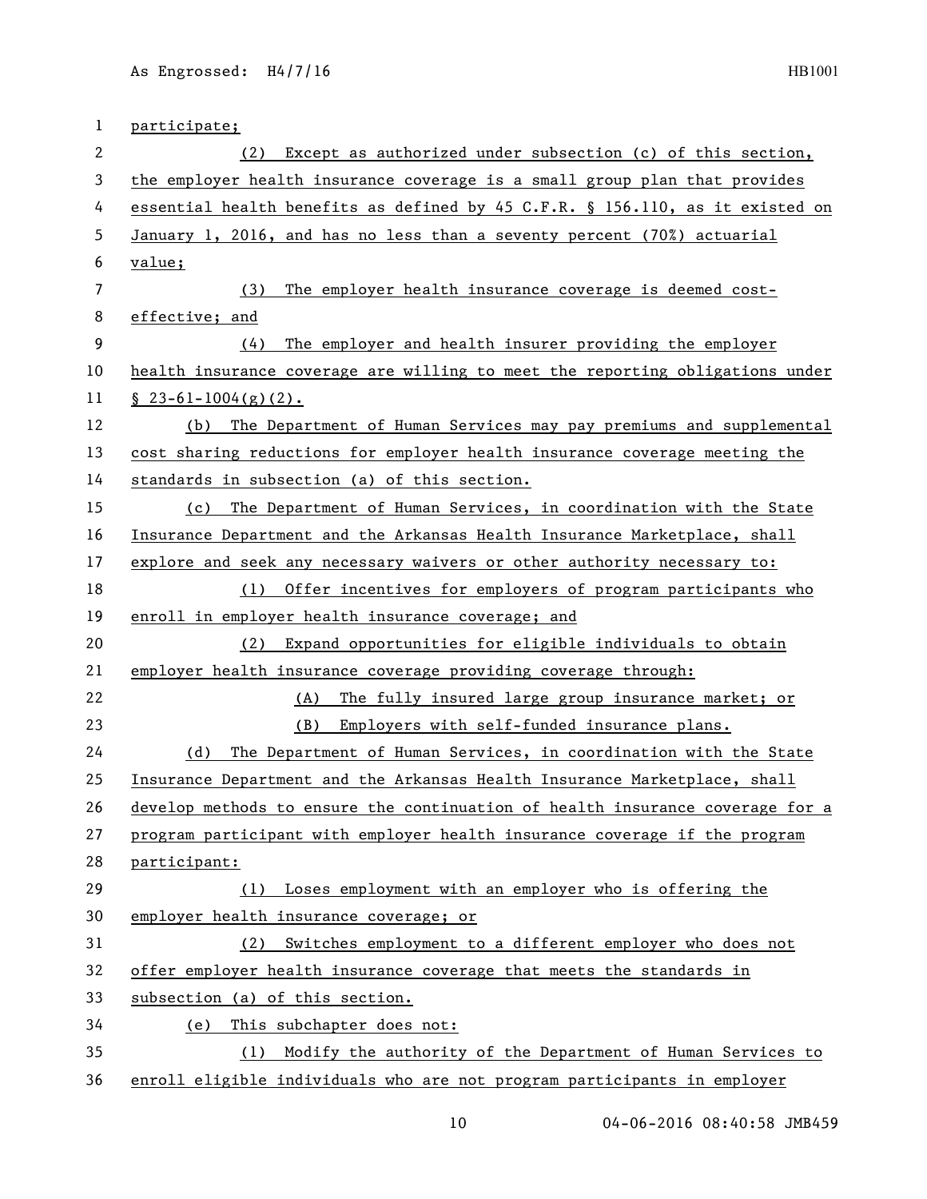participate;

(2) Except as authorized under subsection (c) of this section, the employer health insurance coverage is a small group plan that provides essential health benefits as defined by 45 C.F.R. § 156.110, as it existed on January 1, 2016, and has no less than a seventy percent (70%) actuarial value;

(3) The employer health insurance coverage is deemed cost-effective; and

(4) The employer and health insurer providing the employer health insurance coverage are willing to meet the reporting obligations under § 23-61-1004(g)(2).

(b) The Department of Human Services may pay premiums and supplemental cost sharing reductions for employer health insurance coverage meeting the standards in subsection (a) of this section.

(c) The Department of Human Services, in coordination with the State Insurance Department and the Arkansas Health Insurance Marketplace, shall explore and seek any necessary waivers or other authority necessary to:

(1) Offer incentives for employers of program participants who enroll in employer health insurance coverage; and

(2) Expand opportunities for eligible individuals to obtain employer health insurance coverage providing coverage through:

(A) The fully insured large group insurance market; or

(B) Employers with self-funded insurance plans.

(d) The Department of Human Services, in coordination with the State Insurance Department and the Arkansas Health Insurance Marketplace, shall develop methods to ensure the continuation of health insurance coverage for a program participant with employer health insurance coverage if the program participant:

(1) Loses employment with an employer who is offering the employer health insurance coverage; or

(2) Switches employment to a different employer who does not offer employer health insurance coverage that meets the standards in subsection (a) of this section.

(e) This subchapter does not:

(1) Modify the authority of the Department of Human Services to enroll eligible individuals who are not program participants in employer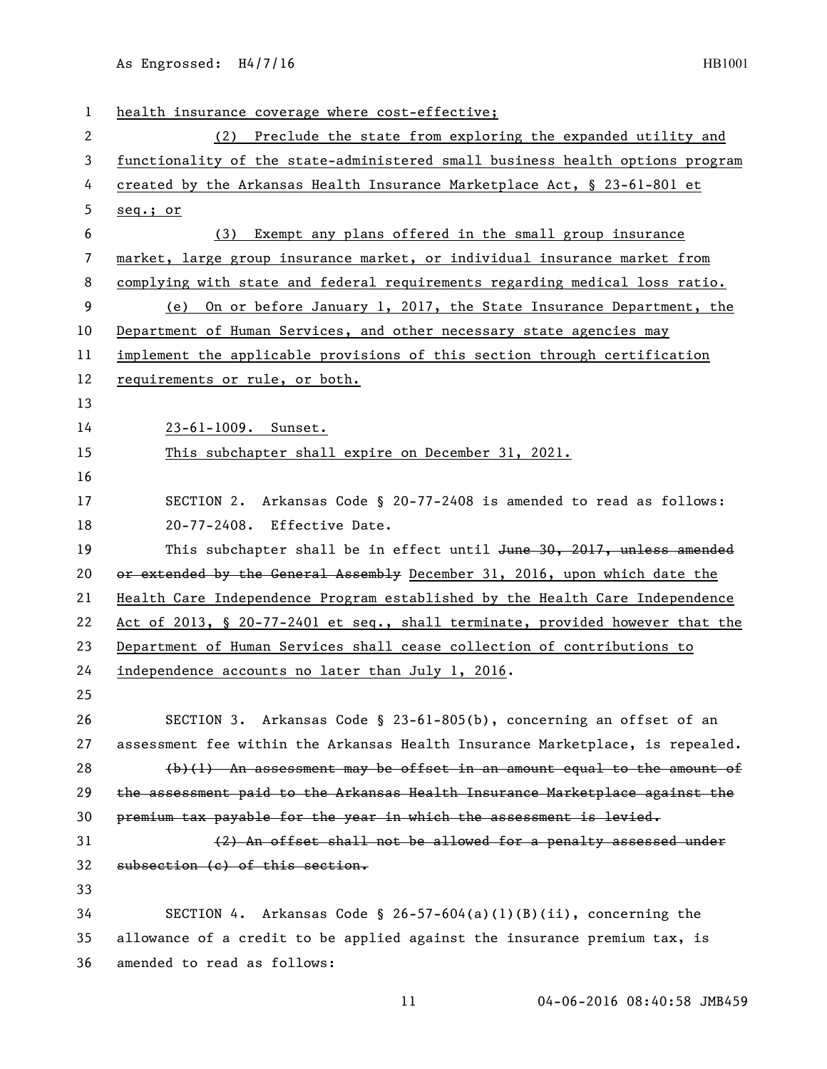health insurance coverage where cost-effective;

(2) Preclude the state from exploring the expanded utility and functionality of the state-administered small business health options program created by the Arkansas Health Insurance Marketplace Act, § 23-61-801 et seq.; or

(3) Exempt any plans offered in the small group insurance market, large group insurance market, or individual insurance market from complying with state and federal requirements regarding medical loss ratio.

(e) On or before January 1, 2017, the State Insurance Department, the Department of Human Services, and other necessary state agencies may implement the applicable provisions of this section through certification requirements or rule, or both.

23-61-1009. Sunset.

This subchapter shall expire on December 31, 2021.

SECTION 2. Arkansas Code § 20-77-2408 is amended to read as follows:

20-77-2408. Effective Date.

This subchapter shall be in effect until ~~June 30, 2017, unless amended or extended by the General Assembly~~ December 31, 2016, upon which date the Health Care Independence Program established by the Health Care Independence Act of 2013, § 20-77-2401 et seq., shall terminate, provided however that the Department of Human Services shall cease collection of contributions to independence accounts no later than July 1, 2016.

SECTION 3. Arkansas Code § 23-61-805(b), concerning an offset of an assessment fee within the Arkansas Health Insurance Marketplace, is repealed.

~~(b)(1) An assessment may be offset in an amount equal to the amount of the assessment paid to the Arkansas Health Insurance Marketplace against the premium tax payable for the year in which the assessment is levied.~~

~~(2) An offset shall not be allowed for a penalty assessed under subsection (c) of this section.~~

SECTION 4. Arkansas Code § 26-57-604(a)(1)(B)(ii), concerning the allowance of a credit to be applied against the insurance premium tax, is amended to read as follows: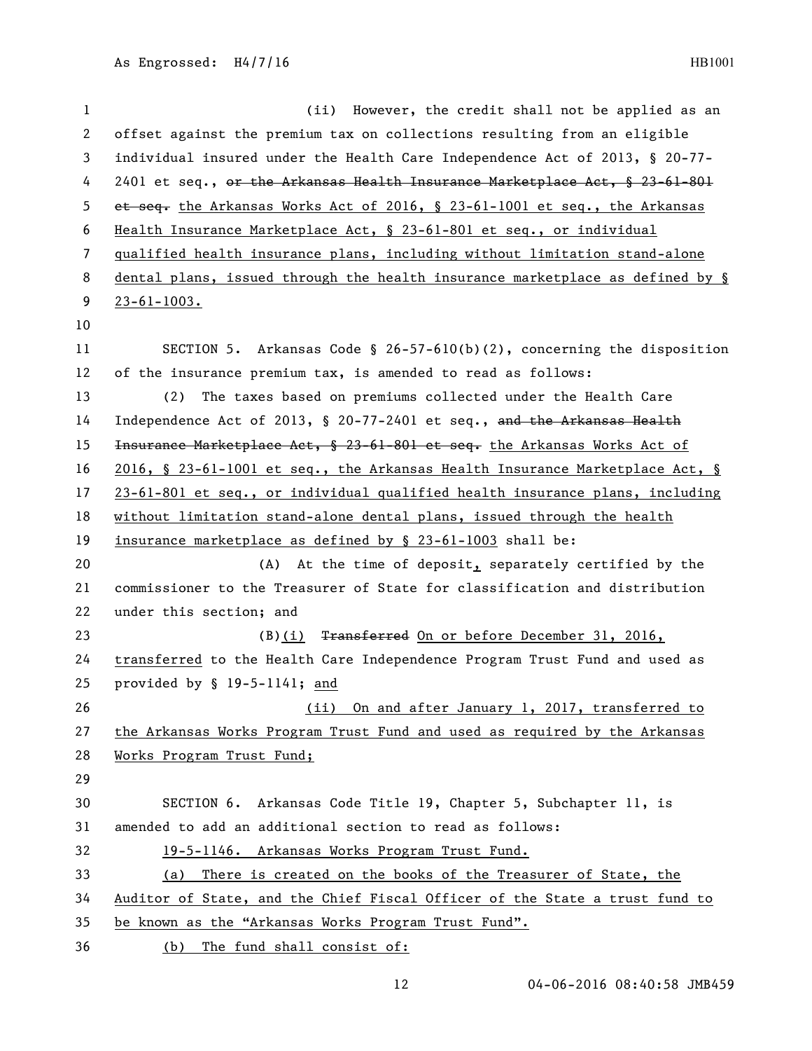(ii) However, the credit shall not be applied as an offset against the premium tax on collections resulting from an eligible individual insured under the Health Care Independence Act of 2013, § 20-77-2401 et seq., ~~or the Arkansas Health Insurance Marketplace Act, § 23-61-801 et seq.~~ the Arkansas Works Act of 2016, § 23-61-1001 et seq., the Arkansas Health Insurance Marketplace Act, § 23-61-801 et seq., or individual qualified health insurance plans, including without limitation stand-alone dental plans, issued through the health insurance marketplace as defined by § 23-61-1003.

SECTION 5. Arkansas Code § 26-57-610(b)(2), concerning the disposition of the insurance premium tax, is amended to read as follows:

(2) The taxes based on premiums collected under the Health Care Independence Act of 2013, § 20-77-2401 et seq., ~~and the Arkansas Health Insurance Marketplace Act, § 23-61-801 et seq.~~ the Arkansas Works Act of 2016, § 23-61-1001 et seq., the Arkansas Health Insurance Marketplace Act, § 23-61-801 et seq., or individual qualified health insurance plans, including without limitation stand-alone dental plans, issued through the health insurance marketplace as defined by § 23-61-1003 shall be:

(A) At the time of deposit, separately certified by the commissioner to the Treasurer of State for classification and distribution under this section; and

(B)(i) ~~Transferred~~ On or before December 31, 2016, transferred to the Health Care Independence Program Trust Fund and used as provided by § 19-5-1141; and

(ii) On and after January 1, 2017, transferred to the Arkansas Works Program Trust Fund and used as required by the Arkansas Works Program Trust Fund;

SECTION 6. Arkansas Code Title 19, Chapter 5, Subchapter 11, is amended to add an additional section to read as follows:

19-5-1146. Arkansas Works Program Trust Fund.

(a) There is created on the books of the Treasurer of State, the Auditor of State, and the Chief Fiscal Officer of the State a trust fund to be known as the "Arkansas Works Program Trust Fund".

(b) The fund shall consist of: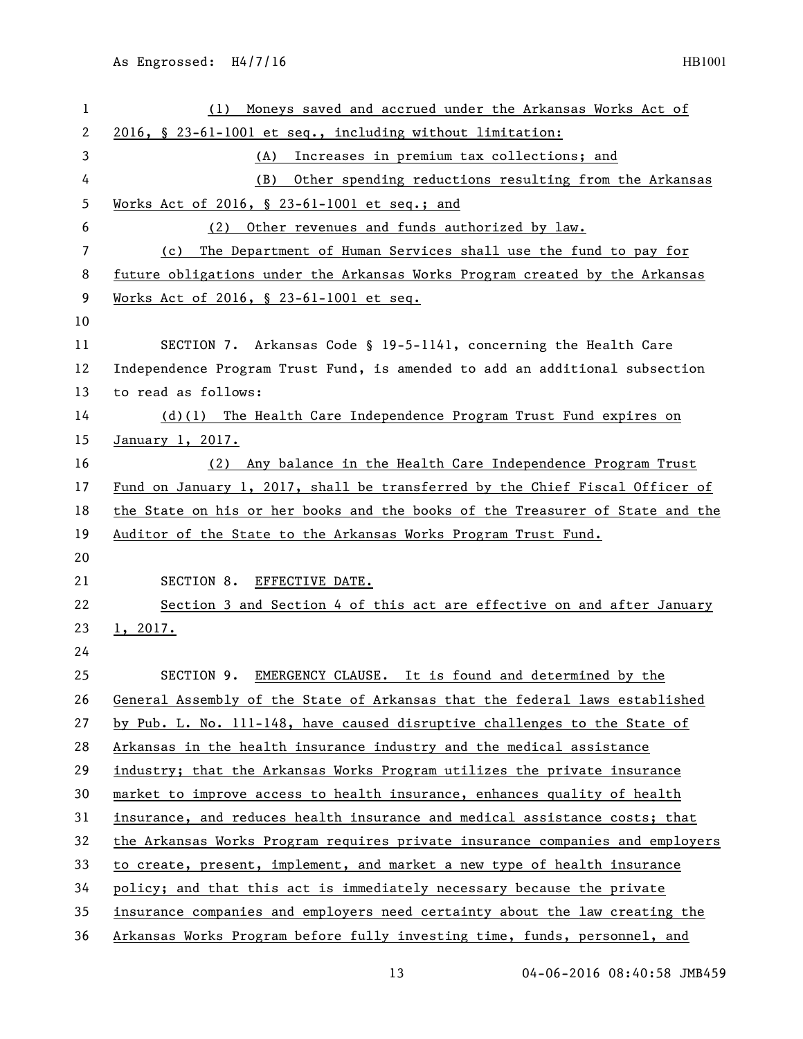(1) Moneys saved and accrued under the Arkansas Works Act of 2016, § 23-61-1001 et seq., including without limitation:

(A) Increases in premium tax collections; and

(B) Other spending reductions resulting from the Arkansas Works Act of 2016, § 23-61-1001 et seq.; and

(2) Other revenues and funds authorized by law.

(c) The Department of Human Services shall use the fund to pay for future obligations under the Arkansas Works Program created by the Arkansas Works Act of 2016, § 23-61-1001 et seq.

SECTION 7. Arkansas Code § 19-5-1141, concerning the Health Care Independence Program Trust Fund, is amended to add an additional subsection to read as follows:

(d)(1) The Health Care Independence Program Trust Fund expires on January 1, 2017.

(2) Any balance in the Health Care Independence Program Trust Fund on January 1, 2017, shall be transferred by the Chief Fiscal Officer of the State on his or her books and the books of the Treasurer of State and the Auditor of the State to the Arkansas Works Program Trust Fund.

SECTION 8. EFFECTIVE DATE.

Section 3 and Section 4 of this act are effective on and after January 1, 2017.

SECTION 9. EMERGENCY CLAUSE. It is found and determined by the General Assembly of the State of Arkansas that the federal laws established by Pub. L. No. 111-148, have caused disruptive challenges to the State of Arkansas in the health insurance industry and the medical assistance industry; that the Arkansas Works Program utilizes the private insurance market to improve access to health insurance, enhances quality of health insurance, and reduces health insurance and medical assistance costs; that the Arkansas Works Program requires private insurance companies and employers to create, present, implement, and market a new type of health insurance policy; and that this act is immediately necessary because the private insurance companies and employers need certainty about the law creating the Arkansas Works Program before fully investing time, funds, personnel, and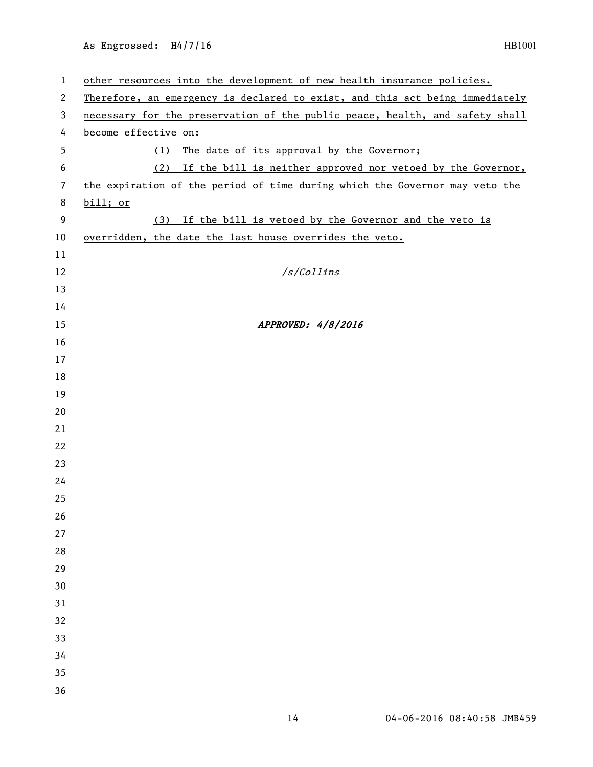other resources into the development of new health insurance policies. Therefore, an emergency is declared to exist, and this act being immediately necessary for the preservation of the public peace, health, and safety shall become effective on:

(1) The date of its approval by the Governor;

(2) If the bill is neither approved nor vetoed by the Governor, the expiration of the period of time during which the Governor may veto the bill; or

(3) If the bill is vetoed by the Governor and the veto is overridden, the date the last house overrides the veto.

*/s/Collins*

***APPROVED: 4/8/2016***